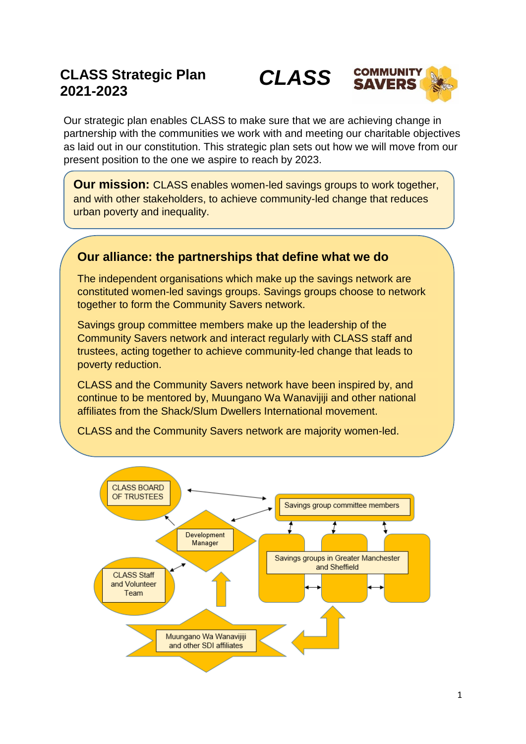# CLASS Strategic Plan 2021-2023

**CLASS** COMMUNITY SAVERS

Our strategic plan enables CLASS to make sure that we are achieving change in partnership with the communities we work with and meeting our charitable objectives as laid out in our constitution. This strategic plan sets out how we will move from our present position to the one we aspire to reach by 2023.

**Our mission:** CLASS enables women-led savings groups to work together, and with other stakeholders, to achieve community-led change that reduces urban poverty and inequality.

## Our alliance: the partnerships that define what we do

The independent organisations which make up the savings network are constituted women-led savings groups. Savings groups choose to network together to form the Community Savers network.

Savings group committee members make up the leadership of the Community Savers network and interact regularly with CLASS staff and trustees, acting together to achieve community-led change that leads to poverty reduction.

CLASS and the Community Savers network have been inspired by, and continue to be mentored by, Muungano Wa Wanavijiji and other national affiliates from the Shack/Slum Dwellers International movement.

CLASS and the Community Savers network are majority women-led.

CLASS BOARD OF TRUSTEES

Savings group committee members

Development Manager

Savings groups in Greater Manchester and Sheffield

CLASS Staff and Volunteer Team

Muungano Wa Wanavijiji and other SDI affiliates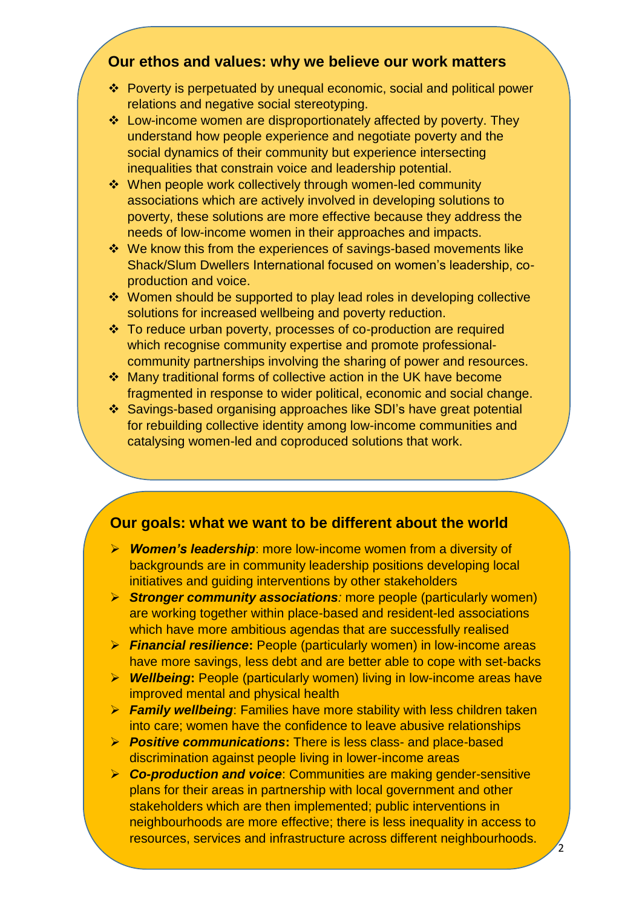## Our ethos and values: why we believe our work matters

- Poverty is perpetuated by unequal economic, social and political power relations and negative social stereotyping.
- Low-income women are disproportionately affected by poverty. They understand how people experience and negotiate poverty and the social dynamics of their community but experience intersecting inequalities that constrain voice and leadership potential.
- When people work collectively through women-led community associations which are actively involved in developing solutions to poverty, these solutions are more effective because they address the needs of low-income women in their approaches and impacts.
- We know this from the experiences of savings-based movements like Shack/Slum Dwellers International focused on women's leadership, co-production and voice.
- Women should be supported to play lead roles in developing collective solutions for increased wellbeing and poverty reduction.
- To reduce urban poverty, processes of co-production are required which recognise community expertise and promote professional-community partnerships involving the sharing of power and resources.
- Many traditional forms of collective action in the UK have become fragmented in response to wider political, economic and social change.
- Savings-based organising approaches like SDI's have great potential for rebuilding collective identity among low-income communities and catalysing women-led and coproduced solutions that work.

## Our goals: what we want to be different about the world

- ***Women's leadership***: more low-income women from a diversity of backgrounds are in community leadership positions developing local initiatives and guiding interventions by other stakeholders
- ***Stronger community associations***: more people (particularly women) are working together within place-based and resident-led associations which have more ambitious agendas that are successfully realised
- ***Financial resilience*****:** People (particularly women) in low-income areas have more savings, less debt and are better able to cope with set-backs
- ***Wellbeing*****:** People (particularly women) living in low-income areas have improved mental and physical health
- ***Family wellbeing***: Families have more stability with less children taken into care; women have the confidence to leave abusive relationships
- ***Positive communications*****:** There is less class- and place-based discrimination against people living in lower-income areas
- ***Co-production and voice***: Communities are making gender-sensitive plans for their areas in partnership with local government and other stakeholders which are then implemented; public interventions in neighbourhoods are more effective; there is less inequality in access to resources, services and infrastructure across different neighbourhoods.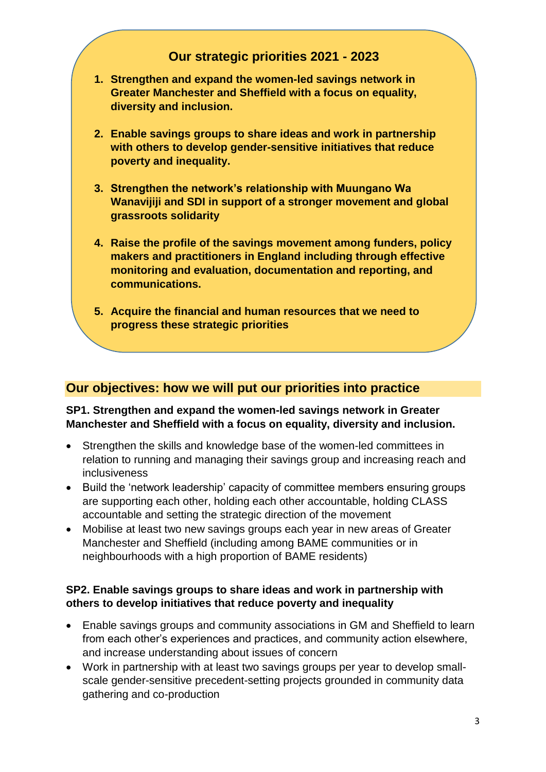## Our strategic priorities 2021 - 2023

1. **Strengthen and expand the women-led savings network in Greater Manchester and Sheffield with a focus on equality, diversity and inclusion.**
2. **Enable savings groups to share ideas and work in partnership with others to develop gender-sensitive initiatives that reduce poverty and inequality.**
3. **Strengthen the network's relationship with Muungano Wa Wanavijiji and SDI in support of a stronger movement and global grassroots solidarity**
4. **Raise the profile of the savings movement among funders, policy makers and practitioners in England including through effective monitoring and evaluation, documentation and reporting, and communications.**
5. **Acquire the financial and human resources that we need to progress these strategic priorities**

## Our objectives: how we will put our priorities into practice

**SP1. Strengthen and expand the women-led savings network in Greater Manchester and Sheffield with a focus on equality, diversity and inclusion.**

- Strengthen the skills and knowledge base of the women-led committees in relation to running and managing their savings group and increasing reach and inclusiveness
- Build the 'network leadership' capacity of committee members ensuring groups are supporting each other, holding each other accountable, holding CLASS accountable and setting the strategic direction of the movement
- Mobilise at least two new savings groups each year in new areas of Greater Manchester and Sheffield (including among BAME communities or in neighbourhoods with a high proportion of BAME residents)

**SP2. Enable savings groups to share ideas and work in partnership with others to develop initiatives that reduce poverty and inequality**

- Enable savings groups and community associations in GM and Sheffield to learn from each other's experiences and practices, and community action elsewhere, and increase understanding about issues of concern
- Work in partnership with at least two savings groups per year to develop small-scale gender-sensitive precedent-setting projects grounded in community data gathering and co-production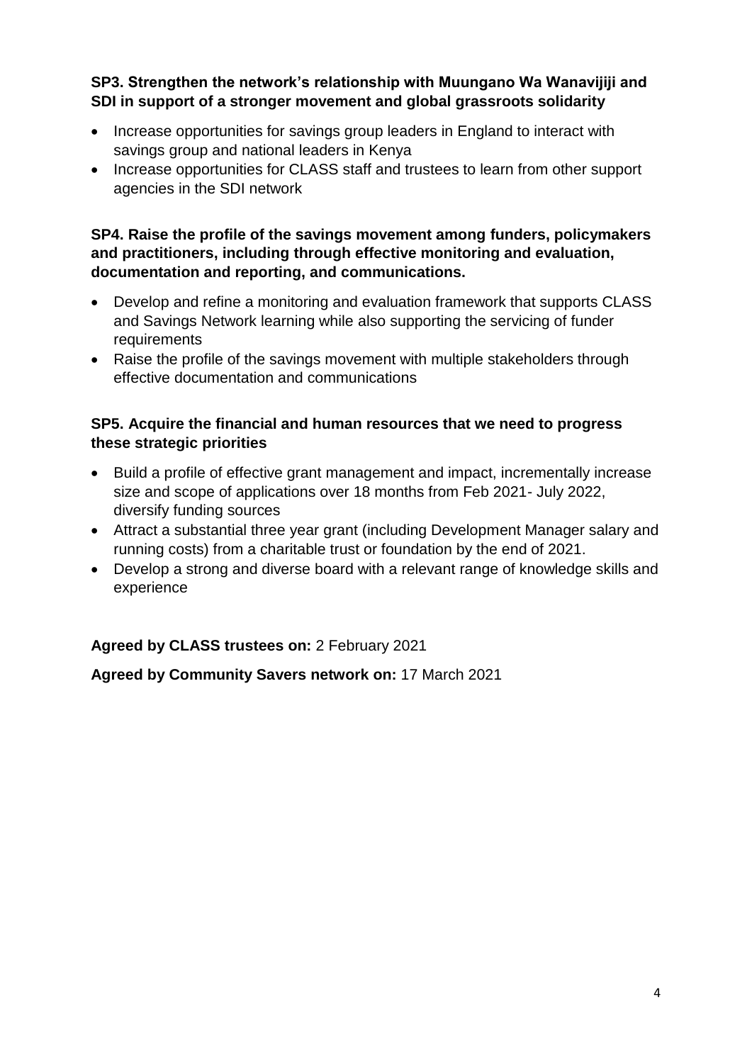**SP3. Strengthen the network's relationship with Muungano Wa Wanavijiji and SDI in support of a stronger movement and global grassroots solidarity**

- Increase opportunities for savings group leaders in England to interact with savings group and national leaders in Kenya
- Increase opportunities for CLASS staff and trustees to learn from other support agencies in the SDI network

**SP4. Raise the profile of the savings movement among funders, policymakers and practitioners, including through effective monitoring and evaluation, documentation and reporting, and communications.**

- Develop and refine a monitoring and evaluation framework that supports CLASS and Savings Network learning while also supporting the servicing of funder requirements
- Raise the profile of the savings movement with multiple stakeholders through effective documentation and communications

**SP5. Acquire the financial and human resources that we need to progress these strategic priorities**

- Build a profile of effective grant management and impact, incrementally increase size and scope of applications over 18 months from Feb 2021- July 2022, diversify funding sources
- Attract a substantial three year grant (including Development Manager salary and running costs) from a charitable trust or foundation by the end of 2021.
- Develop a strong and diverse board with a relevant range of knowledge skills and experience

**Agreed by CLASS trustees on:** 2 February 2021

**Agreed by Community Savers network on:** 17 March 2021